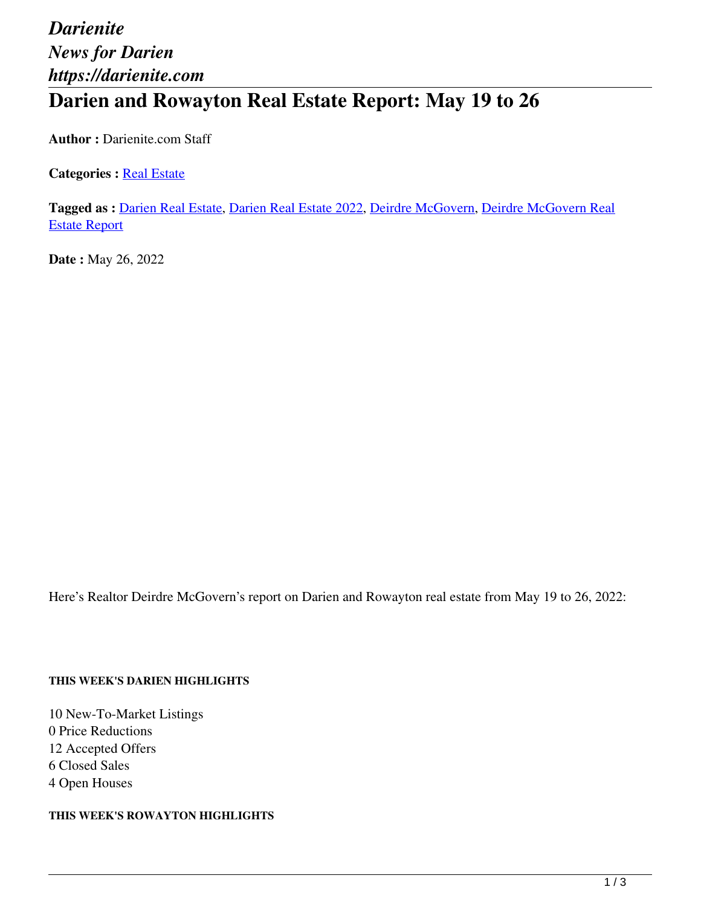*Darienite*
*News for Darien*
*https://darienite.com*

# Darien and Rowayton Real Estate Report: May 19 to 26

**Author :** Darienite.com Staff

**Categories :** Real Estate

**Tagged as :** Darien Real Estate, Darien Real Estate 2022, Deirdre McGovern, Deirdre McGovern Real Estate Report

**Date :** May 26, 2022

Here's Realtor Deirdre McGovern's report on Darien and Rowayton real estate from May 19 to 26, 2022:

##### THIS WEEK'S DARIEN HIGHLIGHTS

10 New-To-Market Listings
0 Price Reductions
12 Accepted Offers
6 Closed Sales
4 Open Houses

##### THIS WEEK'S ROWAYTON HIGHLIGHTS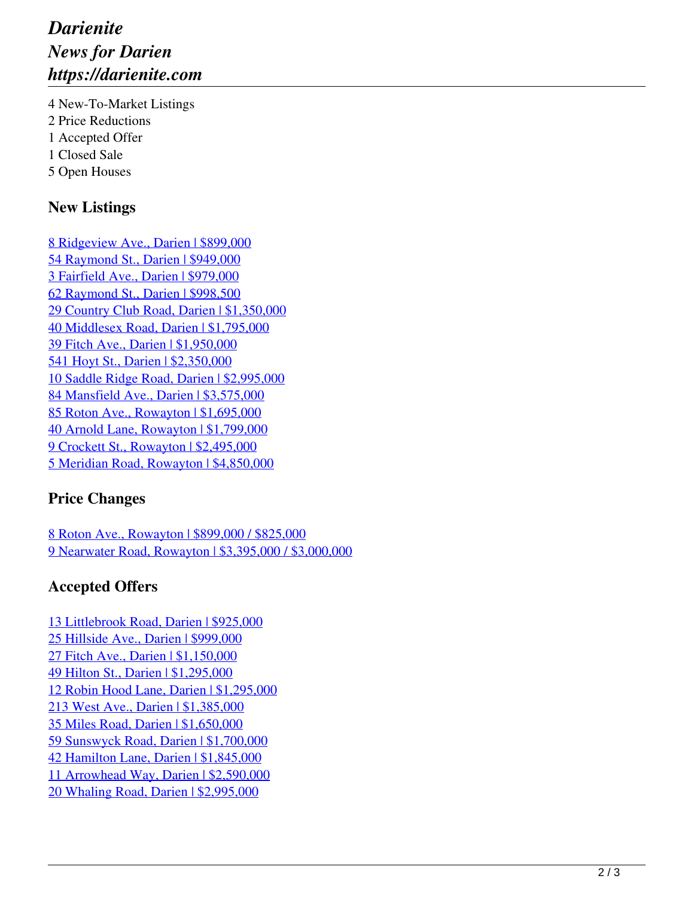4 New-To-Market Listings
2 Price Reductions
1 Accepted Offer
1 Closed Sale
5 Open Houses

### New Listings

8 Ridgeview Ave., Darien | $899,000
54 Raymond St., Darien | $949,000
3 Fairfield Ave., Darien | $979,000
62 Raymond St., Darien | $998,500
29 Country Club Road, Darien | $1,350,000
40 Middlesex Road, Darien | $1,795,000
39 Fitch Ave., Darien | $1,950,000
541 Hoyt St., Darien | $2,350,000
10 Saddle Ridge Road, Darien | $2,995,000
84 Mansfield Ave., Darien | $3,575,000
85 Roton Ave., Rowayton | $1,695,000
40 Arnold Lane, Rowayton | $1,799,000
9 Crockett St., Rowayton | $2,495,000
5 Meridian Road, Rowayton | $4,850,000

### Price Changes

8 Roton Ave., Rowayton | $899,000 / $825,000
9 Nearwater Road, Rowayton | $3,395,000 / $3,000,000

### Accepted Offers

13 Littlebrook Road, Darien | $925,000
25 Hillside Ave., Darien | $999,000
27 Fitch Ave., Darien | $1,150,000
49 Hilton St., Darien | $1,295,000
12 Robin Hood Lane, Darien | $1,295,000
213 West Ave., Darien | $1,385,000
35 Miles Road, Darien | $1,650,000
59 Sunswyck Road, Darien | $1,700,000
42 Hamilton Lane, Darien | $1,845,000
11 Arrowhead Way, Darien | $2,590,000
20 Whaling Road, Darien | $2,995,000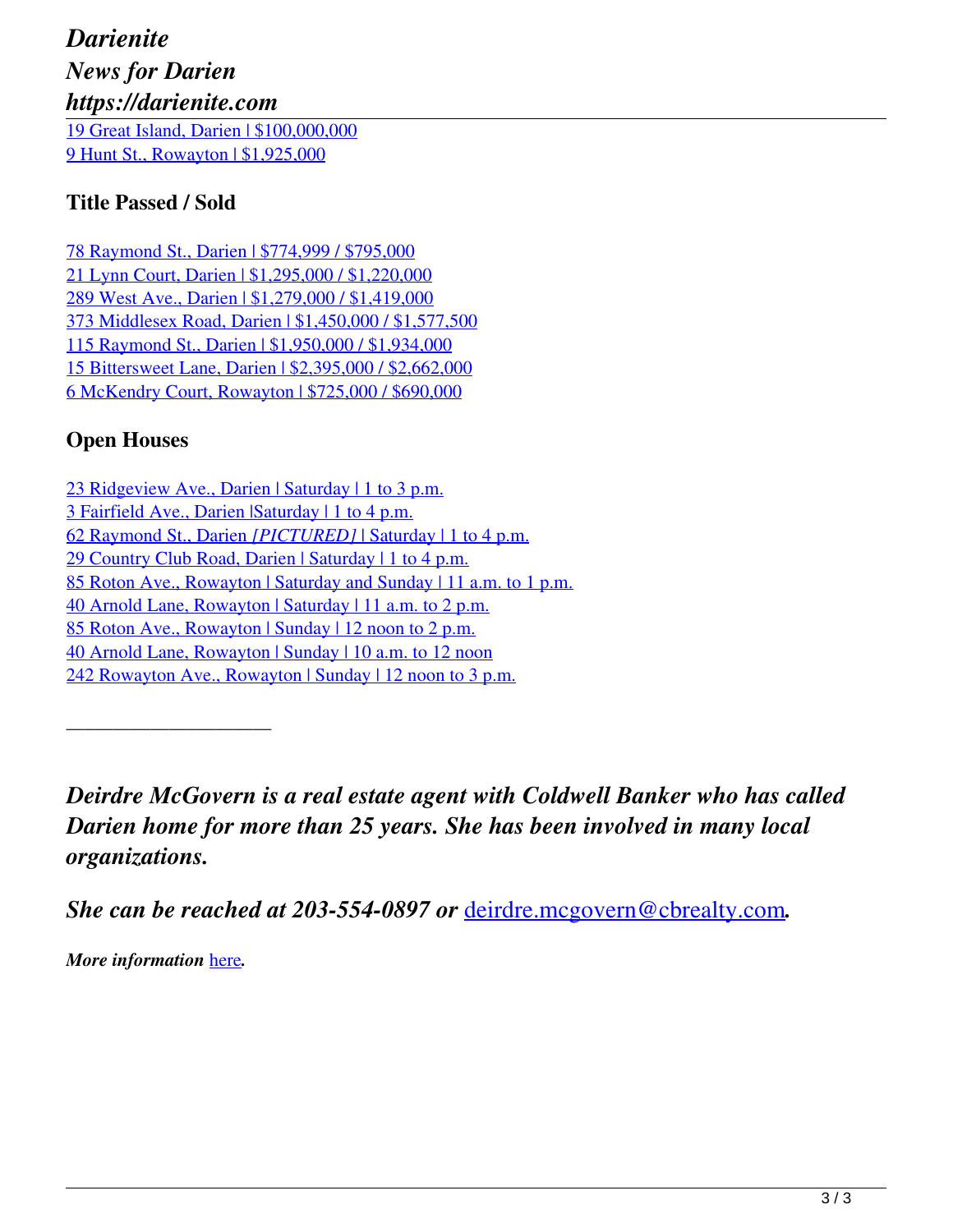19 Great Island, Darien | $100,000,000
9 Hunt St., Rowayton | $1,925,000

### Title Passed / Sold

78 Raymond St., Darien | $774,999 / $795,000
21 Lynn Court, Darien | $1,295,000 / $1,220,000
289 West Ave., Darien | $1,279,000 / $1,419,000
373 Middlesex Road, Darien | $1,450,000 / $1,577,500
115 Raymond St., Darien | $1,950,000 / $1,934,000
15 Bittersweet Lane, Darien | $2,395,000 / $2,662,000
6 McKendry Court, Rowayton | $725,000 / $690,000

### Open Houses

23 Ridgeview Ave., Darien | Saturday | 1 to 3 p.m.
3 Fairfield Ave., Darien |Saturday | 1 to 4 p.m.
62 Raymond St., Darien *[PICTURED]* | Saturday | 1 to 4 p.m.
29 Country Club Road, Darien | Saturday | 1 to 4 p.m.
85 Roton Ave., Rowayton | Saturday and Sunday | 11 a.m. to 1 p.m.
40 Arnold Lane, Rowayton | Saturday | 11 a.m. to 2 p.m.
85 Roton Ave., Rowayton | Sunday | 12 noon to 2 p.m.
40 Arnold Lane, Rowayton | Sunday | 10 a.m. to 12 noon
242 Rowayton Ave., Rowayton | Sunday | 12 noon to 3 p.m.

———————————

***Deirdre McGovern is a real estate agent with Coldwell Banker who has called Darien home for more than 25 years. She has been involved in many local organizations.***

***She can be reached at 203-554-0897 or*** deirdre.mcgovern@cbrealty.com***.***

***More information*** here***.***